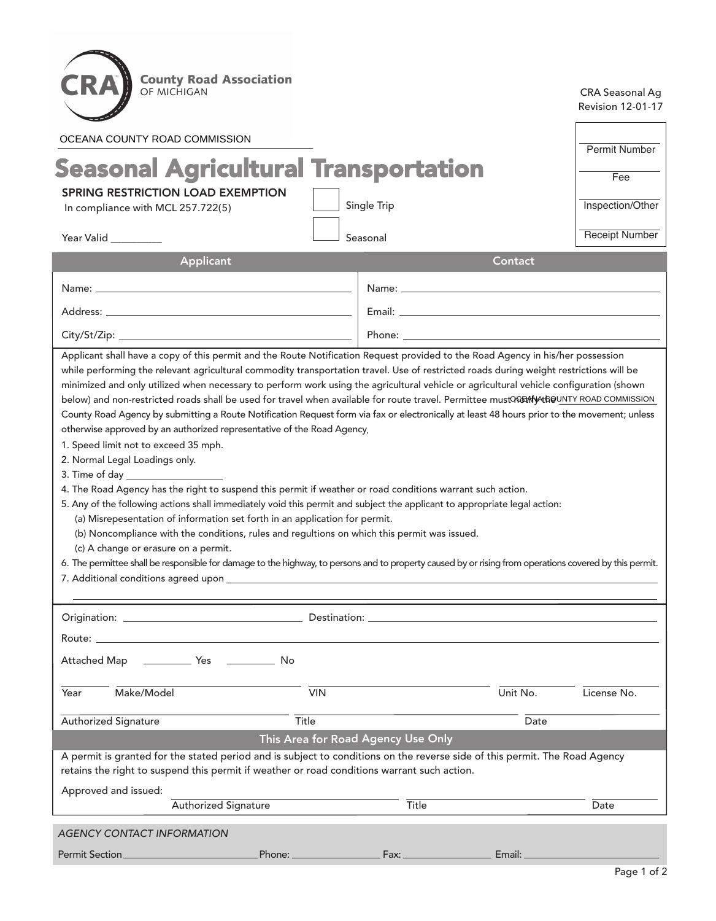**CRA County Road Association OF MICHIGAN**

CRA Seasonal Ag
Revision 12-01-17

OCEANA COUNTY ROAD COMMISSION

# Seasonal Agricultural Transportation

| |
|---|
| Permit Number |
| Fee |
| Inspection/Other |
| Receipt Number |

SPRING RESTRICTION LOAD EXEMPTION
In compliance with MCL 257.722(5)

☐ Single Trip

☐ Seasonal

Year Valid _________

| Applicant | Contact |
|---|---|
| Name: | Name: |
| Address: | Email: |
| City/St/Zip: | Phone: |

Applicant shall have a copy of this permit and the Route Notification Request provided to the Road Agency in his/her possession while performing the relevant agricultural commodity transportation travel. Use of restricted roads during weight restrictions will be minimized and only utilized when necessary to perform work using the agricultural vehicle or agricultural vehicle configuration (shown below) and non-restricted roads shall be used for travel when available for route travel. Permittee must notify the OCEANA COUNTY ROAD COMMISSION County Road Agency by submitting a Route Notification Request form via fax or electronically at least 48 hours prior to the movement; unless otherwise approved by an authorized representative of the Road Agency.

1. Speed limit not to exceed 35 mph.
2. Normal Legal Loadings only.
3. Time of day _________________
4. The Road Agency has the right to suspend this permit if weather or road conditions warrant such action.
5. Any of the following actions shall immediately void this permit and subject the applicant to appropriate legal action:
   (a) Misrepesentation of information set forth in an application for permit.
   (b) Noncompliance with the conditions, rules and regultions on which this permit was issued.
   (c) A change or erasure on a permit.
6. The permittee shall be responsible for damage to the highway, to persons and to property caused by or rising from operations covered by this permit.
7. Additional conditions agreed upon _______________________________________________

Origination: ______________________ Destination: ______________________

Route: ____________________________________________________________

Attached Map _________ Yes _________ No

| Year | Make/Model | VIN | Unit No. | License No. |
|---|---|---|---|---|
| | | | | |

| Authorized Signature | Title | Date |
|---|---|---|
| | | |

## This Area for Road Agency Use Only

A permit is granted for the stated period and is subject to conditions on the reverse side of this permit. The Road Agency retains the right to suspend this permit if weather or road conditions warrant such action.

Approved and issued:

| Authorized Signature | Title | Date |
|---|---|---|
| | | |

*AGENCY CONTACT INFORMATION*

Permit Section ______________ Phone: ______________ Fax: ______________ Email: ______________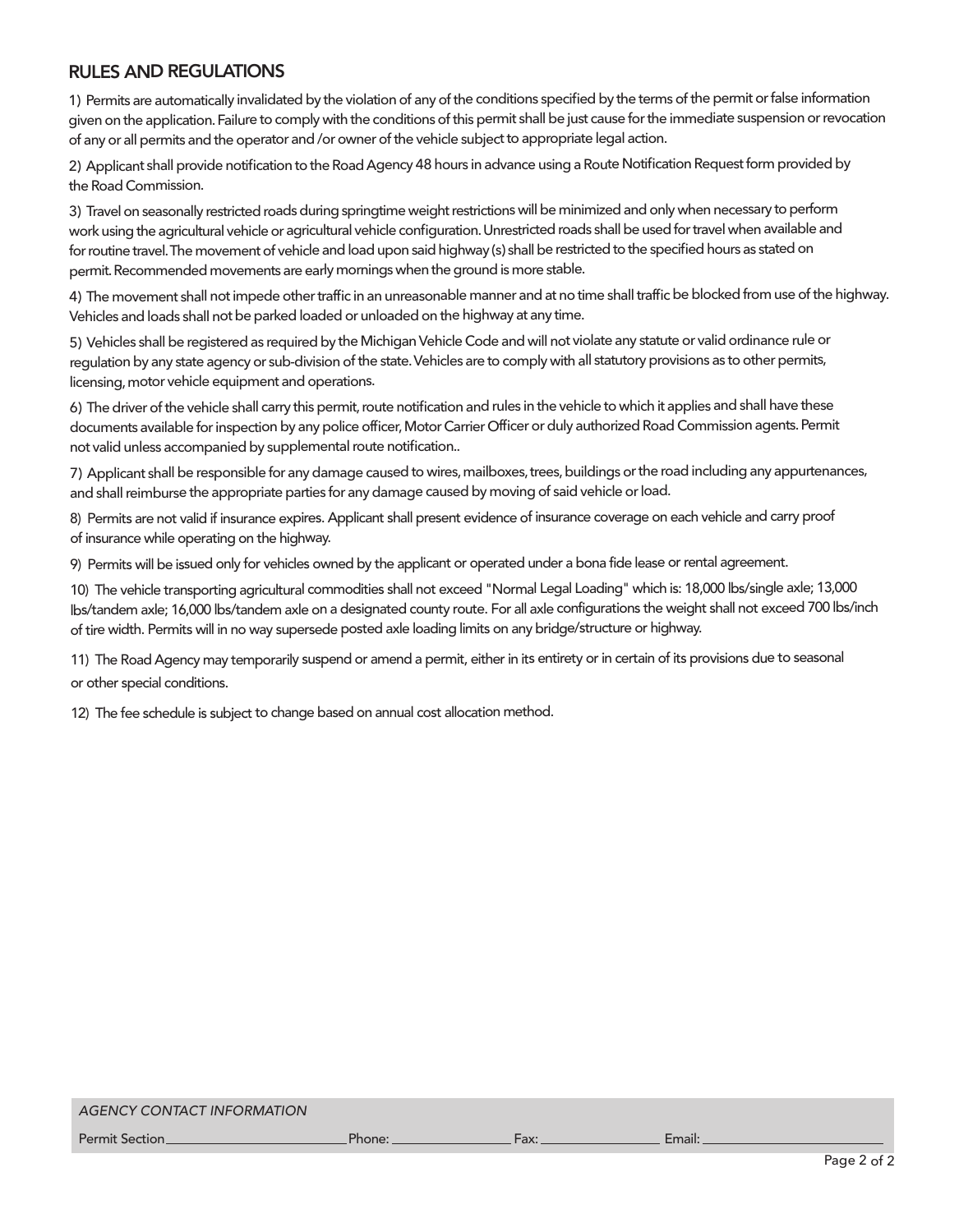## RULES AND REGULATIONS

1) Permits are automatically invalidated by the violation of any of the conditions specified by the terms of the permit or false information given on the application. Failure to comply with the conditions of this permit shall be just cause for the immediate suspension or revocation of any or all permits and the operator and /or owner of the vehicle subject to appropriate legal action.

2) Applicant shall provide notification to the Road Agency 48 hours in advance using a Route Notification Request form provided by the Road Commission.

3) Travel on seasonally restricted roads during springtime weight restrictions will be minimized and only when necessary to perform work using the agricultural vehicle or agricultural vehicle configuration. Unrestricted roads shall be used for travel when available and for routine travel. The movement of vehicle and load upon said highway (s) shall be restricted to the specified hours as stated on permit. Recommended movements are early mornings when the ground is more stable.

4) The movement shall not impede other traffic in an unreasonable manner and at no time shall traffic be blocked from use of the highway. Vehicles and loads shall not be parked loaded or unloaded on the highway at any time.

5) Vehicles shall be registered as required by the Michigan Vehicle Code and will not violate any statute or valid ordinance rule or regulation by any state agency or sub-division of the state. Vehicles are to comply with all statutory provisions as to other permits, licensing, motor vehicle equipment and operations.

6) The driver of the vehicle shall carry this permit, route notification and rules in the vehicle to which it applies and shall have these documents available for inspection by any police officer, Motor Carrier Officer or duly authorized Road Commission agents. Permit not valid unless accompanied by supplemental route notification..

7) Applicant shall be responsible for any damage caused to wires, mailboxes, trees, buildings or the road including any appurtenances, and shall reimburse the appropriate parties for any damage caused by moving of said vehicle or load.

8) Permits are not valid if insurance expires. Applicant shall present evidence of insurance coverage on each vehicle and carry proof of insurance while operating on the highway.

9) Permits will be issued only for vehicles owned by the applicant or operated under a bona fide lease or rental agreement.

10) The vehicle transporting agricultural commodities shall not exceed "Normal Legal Loading" which is: 18,000 lbs/single axle; 13,000 lbs/tandem axle; 16,000 lbs/tandem axle on a designated county route. For all axle configurations the weight shall not exceed 700 lbs/inch of tire width. Permits will in no way supersede posted axle loading limits on any bridge/structure or highway.

11) The Road Agency may temporarily suspend or amend a permit, either in its entirety or in certain of its provisions due to seasonal or other special conditions.

12) The fee schedule is subject to change based on annual cost allocation method.

*AGENCY CONTACT INFORMATION*

Permit Section\_\_\_\_\_\_\_\_\_\_\_\_\_\_\_\_\_\_ Phone: \_\_\_\_\_\_\_\_\_\_\_\_\_\_ Fax: \_\_\_\_\_\_\_\_\_\_\_\_\_\_ Email: \_\_\_\_\_\_\_\_\_\_\_\_\_\_\_\_\_\_